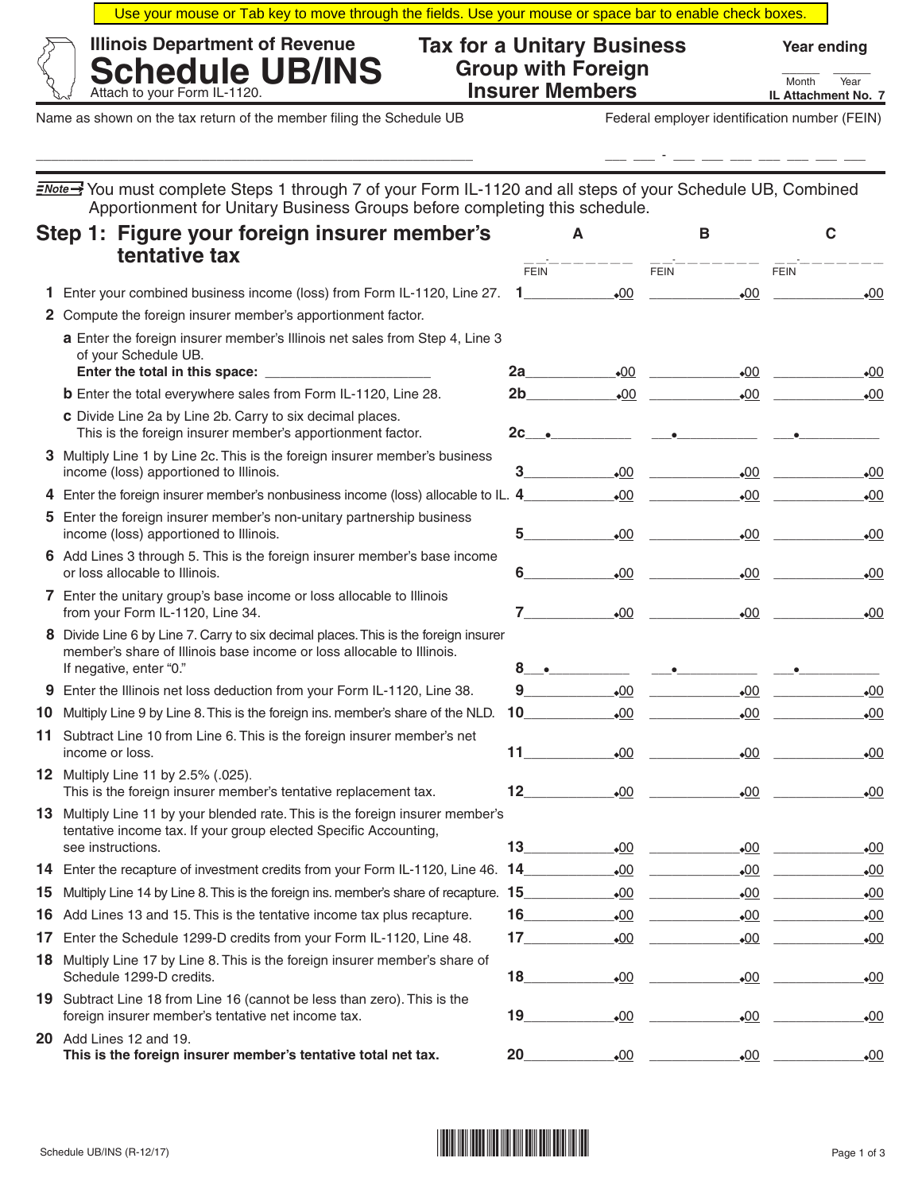Use your mouse or Tab key to move through the fields. Use your mouse or space bar to enable check boxes.

Illinois Department of Revenue

# Schedule UB/INS

Attach to your Form IL-1120.

## Tax for a Unitary Business Group with Foreign Insurer Members

Year ending

____ ____
Month Year

IL Attachment No. 7

Name as shown on the tax return of the member filing the Schedule UB ______________________

Federal employer identification number (FEIN) ___ ___ - ___ ___ ___ ___ ___ ___ ___

**Note** You must complete Steps 1 through 7 of your Form IL-1120 and all steps of your Schedule UB, Combined Apportionment for Unitary Business Groups before completing this schedule.

## Step 1: Figure your foreign insurer member's tentative tax

| | | A | B | C |
|---|---|---|---|---|
| | | FEIN __-________ | FEIN __-________ | FEIN __-________ |
| **1** Enter your combined business income (loss) from Form IL-1120, Line 27. | 1 | .00 | .00 | .00 |
| **2** Compute the foreign insurer member's apportionment factor. | | | | |
| **a** Enter the foreign insurer member's Illinois net sales from Step 4, Line 3 of your Schedule UB. **Enter the total in this space:** ____________ | 2a | .00 | .00 | .00 |
| **b** Enter the total everywhere sales from Form IL-1120, Line 28. | 2b | .00 | .00 | .00 |
| **c** Divide Line 2a by Line 2b. Carry to six decimal places. This is the foreign insurer member's apportionment factor. | 2c | ___.______ | ___.______ | ___.______ |
| **3** Multiply Line 1 by Line 2c. This is the foreign insurer member's business income (loss) apportioned to Illinois. | 3 | .00 | .00 | .00 |
| **4** Enter the foreign insurer member's nonbusiness income (loss) allocable to IL. | 4 | .00 | .00 | .00 |
| **5** Enter the foreign insurer member's non-unitary partnership business income (loss) apportioned to Illinois. | 5 | .00 | .00 | .00 |
| **6** Add Lines 3 through 5. This is the foreign insurer member's base income or loss allocable to Illinois. | 6 | .00 | .00 | .00 |
| **7** Enter the unitary group's base income or loss allocable to Illinois from your Form IL-1120, Line 34. | 7 | .00 | .00 | .00 |
| **8** Divide Line 6 by Line 7. Carry to six decimal places. This is the foreign insurer member's share of Illinois base income or loss allocable to Illinois. If negative, enter "0." | 8 | ___.______ | ___.______ | ___.______ |
| **9** Enter the Illinois net loss deduction from your Form IL-1120, Line 38. | 9 | .00 | .00 | .00 |
| **10** Multiply Line 9 by Line 8. This is the foreign ins. member's share of the NLD. | 10 | .00 | .00 | .00 |
| **11** Subtract Line 10 from Line 6. This is the foreign insurer member's net income or loss. | 11 | .00 | .00 | .00 |
| **12** Multiply Line 11 by 2.5% (.025). This is the foreign insurer member's tentative replacement tax. | 12 | .00 | .00 | .00 |
| **13** Multiply Line 11 by your blended rate. This is the foreign insurer member's tentative income tax. If your group elected Specific Accounting, see instructions. | 13 | .00 | .00 | .00 |
| **14** Enter the recapture of investment credits from your Form IL-1120, Line 46. | 14 | .00 | .00 | .00 |
| **15** Multiply Line 14 by Line 8. This is the foreign ins. member's share of recapture. | 15 | .00 | .00 | .00 |
| **16** Add Lines 13 and 15. This is the tentative income tax plus recapture. | 16 | .00 | .00 | .00 |
| **17** Enter the Schedule 1299-D credits from your Form IL-1120, Line 48. | 17 | .00 | .00 | .00 |
| **18** Multiply Line 17 by Line 8. This is the foreign insurer member's share of Schedule 1299-D credits. | 18 | .00 | .00 | .00 |
| **19** Subtract Line 18 from Line 16 (cannot be less than zero). This is the foreign insurer member's tentative net income tax. | 19 | .00 | .00 | .00 |
| **20** Add Lines 12 and 19. **This is the foreign insurer member's tentative total net tax.** | 20 | .00 | .00 | .00 |

Schedule UB/INS (R-12/17)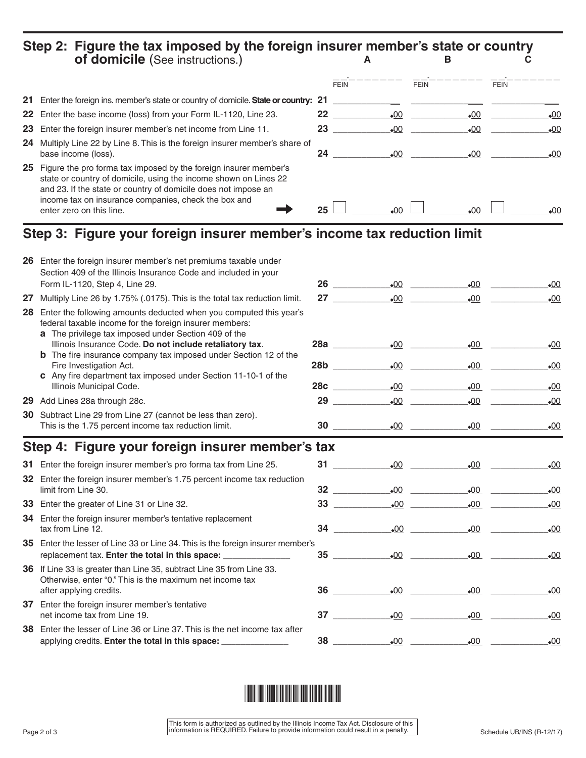## Step 2: Figure the tax imposed by the foreign insurer member's state or country of domicile (See instructions.)

| | | A | B | C |
|---|---|---|---|---|
| | | FEIN | FEIN | FEIN |
| **21** Enter the foreign ins. member's state or country of domicile. **State or country:** | 21 | | | |
| **22** Enter the base income (loss) from your Form IL-1120, Line 23. | 22 | .00 | .00 | .00 |
| **23** Enter the foreign insurer member's net income from Line 11. | 23 | .00 | .00 | .00 |
| **24** Multiply Line 22 by Line 8. This is the foreign insurer member's share of base income (loss). | 24 | .00 | .00 | .00 |
| **25** Figure the pro forma tax imposed by the foreign insurer member's state or country of domicile, using the income shown on Lines 22 and 23. If the state or country of domicile does not impose an income tax on insurance companies, check the box and enter zero on this line. ➡ | 25 | ☐ .00 | ☐ .00 | ☐ .00 |

## Step 3: Figure your foreign insurer member's income tax reduction limit

| | | A | B | C |
|---|---|---|---|---|
| **26** Enter the foreign insurer member's net premiums taxable under Section 409 of the Illinois Insurance Code and included in your Form IL-1120, Step 4, Line 29. | 26 | .00 | .00 | .00 |
| **27** Multiply Line 26 by 1.75% (.0175). This is the total tax reduction limit. | 27 | .00 | .00 | .00 |
| **28** Enter the following amounts deducted when you computed this year's federal taxable income for the foreign insurer members: | | | | |
| **a** The privilege tax imposed under Section 409 of the Illinois Insurance Code. **Do not include retaliatory tax**. | 28a | .00 | .00 | .00 |
| **b** The fire insurance company tax imposed under Section 12 of the Fire Investigation Act. | 28b | .00 | .00 | .00 |
| **c** Any fire department tax imposed under Section 11-10-1 of the Illinois Municipal Code. | 28c | .00 | .00 | .00 |
| **29** Add Lines 28a through 28c. | 29 | .00 | .00 | .00 |
| **30** Subtract Line 29 from Line 27 (cannot be less than zero). This is the 1.75 percent income tax reduction limit. | 30 | .00 | .00 | .00 |

## Step 4: Figure your foreign insurer member's tax

| | | A | B | C |
|---|---|---|---|---|
| **31** Enter the foreign insurer member's pro forma tax from Line 25. | 31 | .00 | .00 | .00 |
| **32** Enter the foreign insurer member's 1.75 percent income tax reduction limit from Line 30. | 32 | .00 | .00 | .00 |
| **33** Enter the greater of Line 31 or Line 32. | 33 | .00 | .00 | .00 |
| **34** Enter the foreign insurer member's tentative replacement tax from Line 12. | 34 | .00 | .00 | .00 |
| **35** Enter the lesser of Line 33 or Line 34. This is the foreign insurer member's replacement tax. **Enter the total in this space:** ______________ | 35 | .00 | .00 | .00 |
| **36** If Line 33 is greater than Line 35, subtract Line 35 from Line 33. Otherwise, enter "0." This is the maximum net income tax after applying credits. | 36 | .00 | .00 | .00 |
| **37** Enter the foreign insurer member's tentative net income tax from Line 19. | 37 | .00 | .00 | .00 |
| **38** Enter the lesser of Line 36 or Line 37. This is the net income tax after applying credits. **Enter the total in this space:** ______________ | 38 | .00 | .00 | .00 |

This form is authorized as outlined by the Illinois Income Tax Act. Disclosure of this information is REQUIRED. Failure to provide information could result in a penalty.

Schedule UB/INS (R-12/17)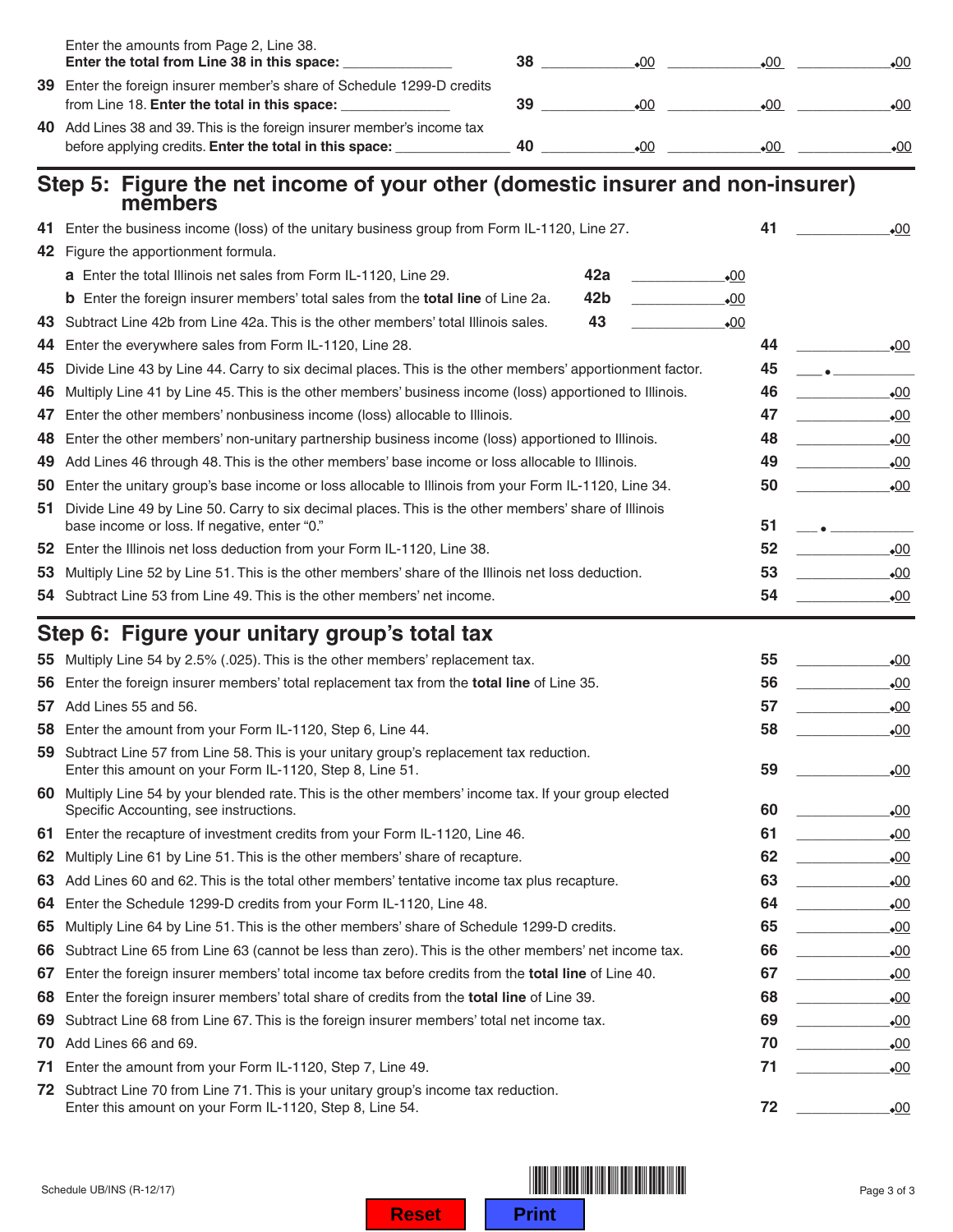| | | | | |
|---|---|---|---|---|
| Enter the amounts from Page 2, Line 38. **Enter the total from Line 38 in this space:** ______________ | 38 | ______.00 | ______.00 | ______.00 |
| 39 Enter the foreign insurer member's share of Schedule 1299-D credits from Line 18. **Enter the total in this space:** ______________ | 39 | ______.00 | ______.00 | ______.00 |
| 40 Add Lines 38 and 39. This is the foreign insurer member's income tax before applying credits. **Enter the total in this space:** ______________ | 40 | ______.00 | ______.00 | ______.00 |

## Step 5: Figure the net income of your other (domestic insurer and non-insurer) members

41 Enter the business income (loss) of the unitary business group from Form IL-1120, Line 27. **41** ______.00

42 Figure the apportionment formula.

a Enter the total Illinois net sales from Form IL-1120, Line 29. **42a** ______.00

b Enter the foreign insurer members' total sales from the **total line** of Line 2a. **42b** ______.00

43 Subtract Line 42b from Line 42a. This is the other members' total Illinois sales. **43** ______.00

44 Enter the everywhere sales from Form IL-1120, Line 28. **44** ______.00

45 Divide Line 43 by Line 44. Carry to six decimal places. This is the other members' apportionment factor. **45** ___.______

46 Multiply Line 41 by Line 45. This is the other members' business income (loss) apportioned to Illinois. **46** ______.00

47 Enter the other members' nonbusiness income (loss) allocable to Illinois. **47** ______.00

48 Enter the other members' non-unitary partnership business income (loss) apportioned to Illinois. **48** ______.00

49 Add Lines 46 through 48. This is the other members' base income or loss allocable to Illinois. **49** ______.00

50 Enter the unitary group's base income or loss allocable to Illinois from your Form IL-1120, Line 34. **50** ______.00

51 Divide Line 49 by Line 50. Carry to six decimal places. This is the other members' share of Illinois base income or loss. If negative, enter "0." **51** ___.______

52 Enter the Illinois net loss deduction from your Form IL-1120, Line 38. **52** ______.00

53 Multiply Line 52 by Line 51. This is the other members' share of the Illinois net loss deduction. **53** ______.00

54 Subtract Line 53 from Line 49. This is the other members' net income. **54** ______.00

## Step 6: Figure your unitary group's total tax

55 Multiply Line 54 by 2.5% (.025). This is the other members' replacement tax. **55** ______.00

56 Enter the foreign insurer members' total replacement tax from the **total line** of Line 35. **56** ______.00

57 Add Lines 55 and 56. **57** ______.00

58 Enter the amount from your Form IL-1120, Step 6, Line 44. **58** ______.00

59 Subtract Line 57 from Line 58. This is your unitary group's replacement tax reduction. Enter this amount on your Form IL-1120, Step 8, Line 51. **59** ______.00

60 Multiply Line 54 by your blended rate. This is the other members' income tax. If your group elected Specific Accounting, see instructions. **60** ______.00

61 Enter the recapture of investment credits from your Form IL-1120, Line 46. **61** ______.00

62 Multiply Line 61 by Line 51. This is the other members' share of recapture. **62** ______.00

63 Add Lines 60 and 62. This is the total other members' tentative income tax plus recapture. **63** ______.00

64 Enter the Schedule 1299-D credits from your Form IL-1120, Line 48. **64** ______.00

65 Multiply Line 64 by Line 51. This is the other members' share of Schedule 1299-D credits. **65** ______.00

66 Subtract Line 65 from Line 63 (cannot be less than zero). This is the other members' net income tax. **66** ______.00

67 Enter the foreign insurer members' total income tax before credits from the **total line** of Line 40. **67** ______.00

68 Enter the foreign insurer members' total share of credits from the **total line** of Line 39. **68** ______.00

69 Subtract Line 68 from Line 67. This is the foreign insurer members' total net income tax. **69** ______.00

70 Add Lines 66 and 69. **70** ______.00

71 Enter the amount from your Form IL-1120, Step 7, Line 49. **71** ______.00

72 Subtract Line 70 from Line 71. This is your unitary group's income tax reduction. Enter this amount on your Form IL-1120, Step 8, Line 54. **72** ______.00

Schedule UB/INS (R-12/17)

Reset Print